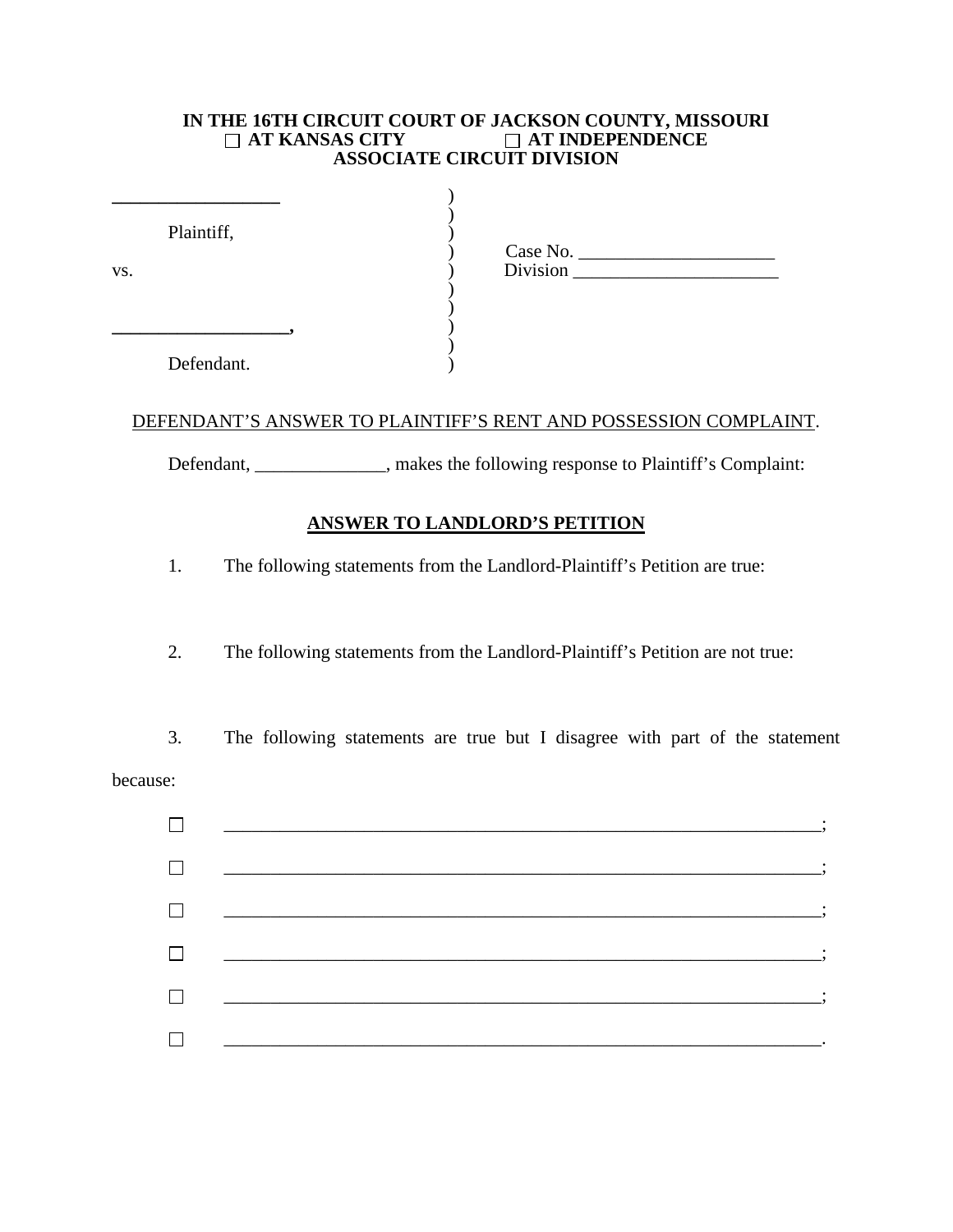**IN THE 16TH CIRCUIT COURT OF JACKSON COUNTY, MISSOURI**
**☐ AT KANSAS CITY ☐ AT INDEPENDENCE**
**ASSOCIATE CIRCUIT DIVISION**

| | | |
|---|---|---|
| ______________________ | ) | |
| | ) | |
| Plaintiff, | ) | |
| | ) | Case No. ______________________ |
| vs. | ) | Division ______________________ |
| | ) | |
| | ) | |
| ______________________, | ) | |
| | ) | |
| Defendant. | ) | |

DEFENDANT'S ANSWER TO PLAINTIFF'S RENT AND POSSESSION COMPLAINT.

Defendant, ______________, makes the following response to Plaintiff's Complaint:

**ANSWER TO LANDLORD'S PETITION**

1. The following statements from the Landlord-Plaintiff's Petition are true:

2. The following statements from the Landlord-Plaintiff's Petition are not true:

3. The following statements are true but I disagree with part of the statement because:

- ☐ ______________________________________________________________;
- ☐ ______________________________________________________________;
- ☐ ______________________________________________________________;
- ☐ ______________________________________________________________;
- ☐ ______________________________________________________________;
- ☐ ______________________________________________________________.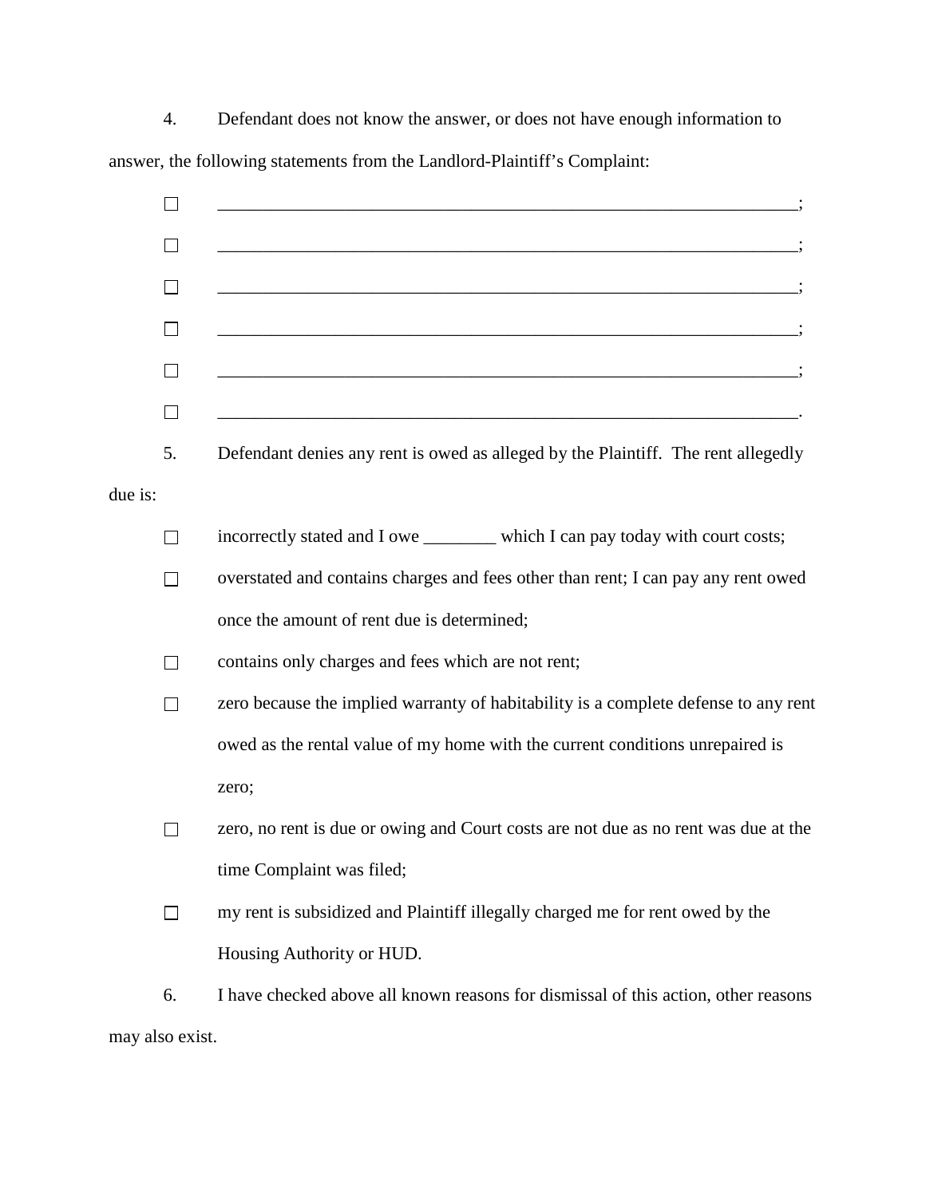4. Defendant does not know the answer, or does not have enough information to answer, the following statements from the Landlord-Plaintiff's Complaint:

- ☐ ____________________________________________________________________;
- ☐ ____________________________________________________________________;
- ☐ ____________________________________________________________________;
- ☐ ____________________________________________________________________;
- ☐ ____________________________________________________________________;
- ☐ ____________________________________________________________________.

5. Defendant denies any rent is owed as alleged by the Plaintiff. The rent allegedly due is:

- ☐ incorrectly stated and I owe ________ which I can pay today with court costs;
- ☐ overstated and contains charges and fees other than rent; I can pay any rent owed once the amount of rent due is determined;
- ☐ contains only charges and fees which are not rent;
- ☐ zero because the implied warranty of habitability is a complete defense to any rent owed as the rental value of my home with the current conditions unrepaired is zero;
- ☐ zero, no rent is due or owing and Court costs are not due as no rent was due at the time Complaint was filed;
- ☐ my rent is subsidized and Plaintiff illegally charged me for rent owed by the Housing Authority or HUD.

6. I have checked above all known reasons for dismissal of this action, other reasons may also exist.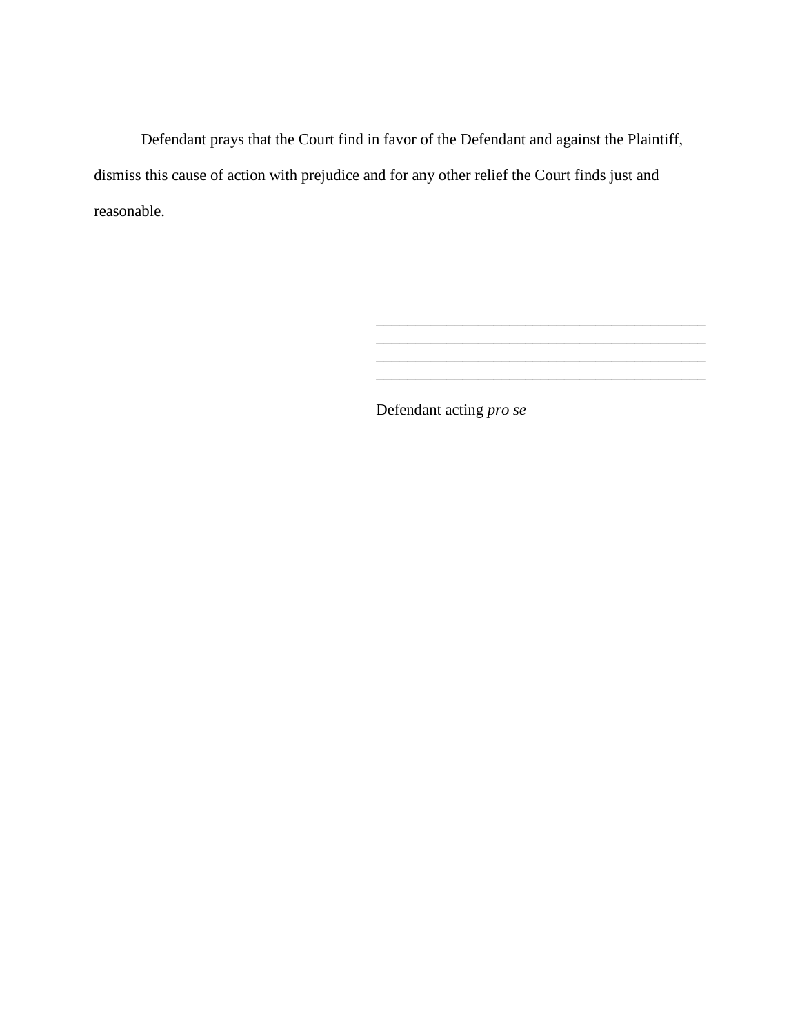Defendant prays that the Court find in favor of the Defendant and against the Plaintiff, dismiss this cause of action with prejudice and for any other relief the Court finds just and reasonable.

___________________________________________
___________________________________________
___________________________________________
___________________________________________

Defendant acting *pro se*